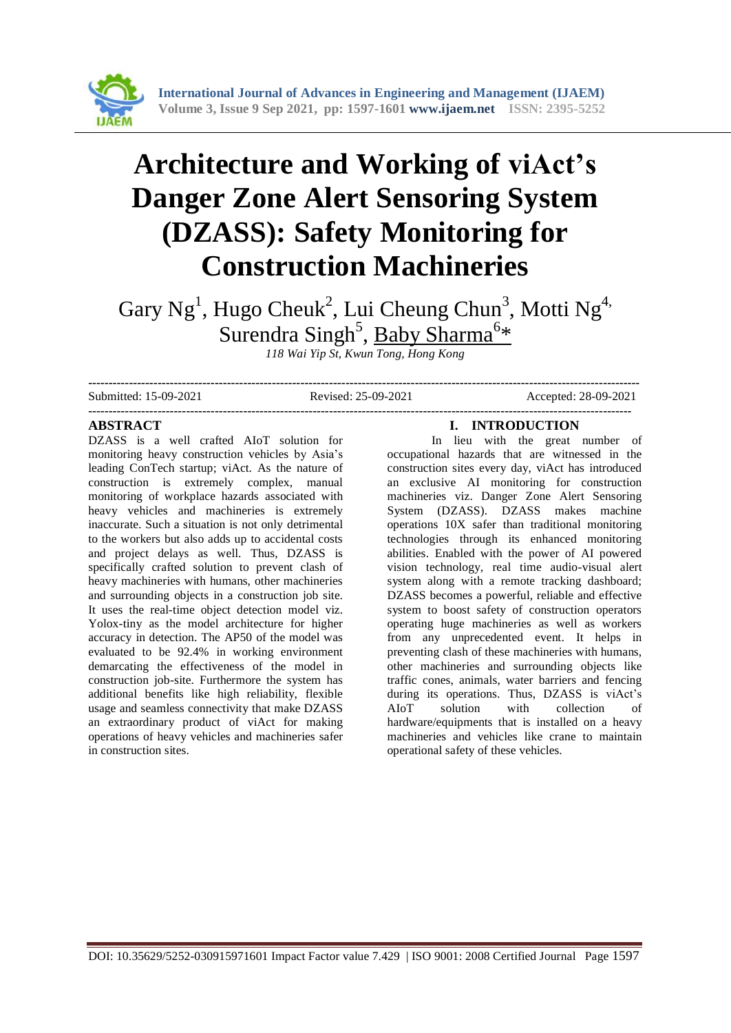# Architecture and Working of viAct's Danger Zone Alert Sensoring System (DZASS): Safety Monitoring for Construction Machineries

Gary Ng[1], Hugo Cheuk[2], Lui Cheung Chun[3], Motti Ng[4], Surendra Singh[5], Baby Sharma[6]*

*118 Wai Yip St, Kwun Tong, Hong Kong*

---

Submitted: 15-09-2021 Revised: 25-09-2021 Accepted: 28-09-2021

---

## ABSTRACT

DZASS is a well crafted AIoT solution for monitoring heavy construction vehicles by Asia's leading ConTech startup; viAct. As the nature of construction is extremely complex, manual monitoring of workplace hazards associated with heavy vehicles and machineries is extremely inaccurate. Such a situation is not only detrimental to the workers but also adds up to accidental costs and project delays as well. Thus, DZASS is specifically crafted solution to prevent clash of heavy machineries with humans, other machineries and surrounding objects in a construction job site. It uses the real-time object detection model viz. Yolox-tiny as the model architecture for higher accuracy in detection. The AP50 of the model was evaluated to be 92.4% in working environment demarcating the effectiveness of the model in construction job-site. Furthermore the system has additional benefits like high reliability, flexible usage and seamless connectivity that make DZASS an extraordinary product of viAct for making operations of heavy vehicles and machineries safer in construction sites.

## I. INTRODUCTION

In lieu with the great number of occupational hazards that are witnessed in the construction sites every day, viAct has introduced an exclusive AI monitoring for construction machineries viz. Danger Zone Alert Sensoring System (DZASS). DZASS makes machine operations 10X safer than traditional monitoring technologies through its enhanced monitoring abilities. Enabled with the power of AI powered vision technology, real time audio-visual alert system along with a remote tracking dashboard; DZASS becomes a powerful, reliable and effective system to boost safety of construction operators operating huge machineries as well as workers from any unprecedented event. It helps in preventing clash of these machineries with humans, other machineries and surrounding objects like traffic cones, animals, water barriers and fencing during its operations. Thus, DZASS is viAct's AIoT solution with collection of hardware/equipments that is installed on a heavy machineries and vehicles like crane to maintain operational safety of these vehicles.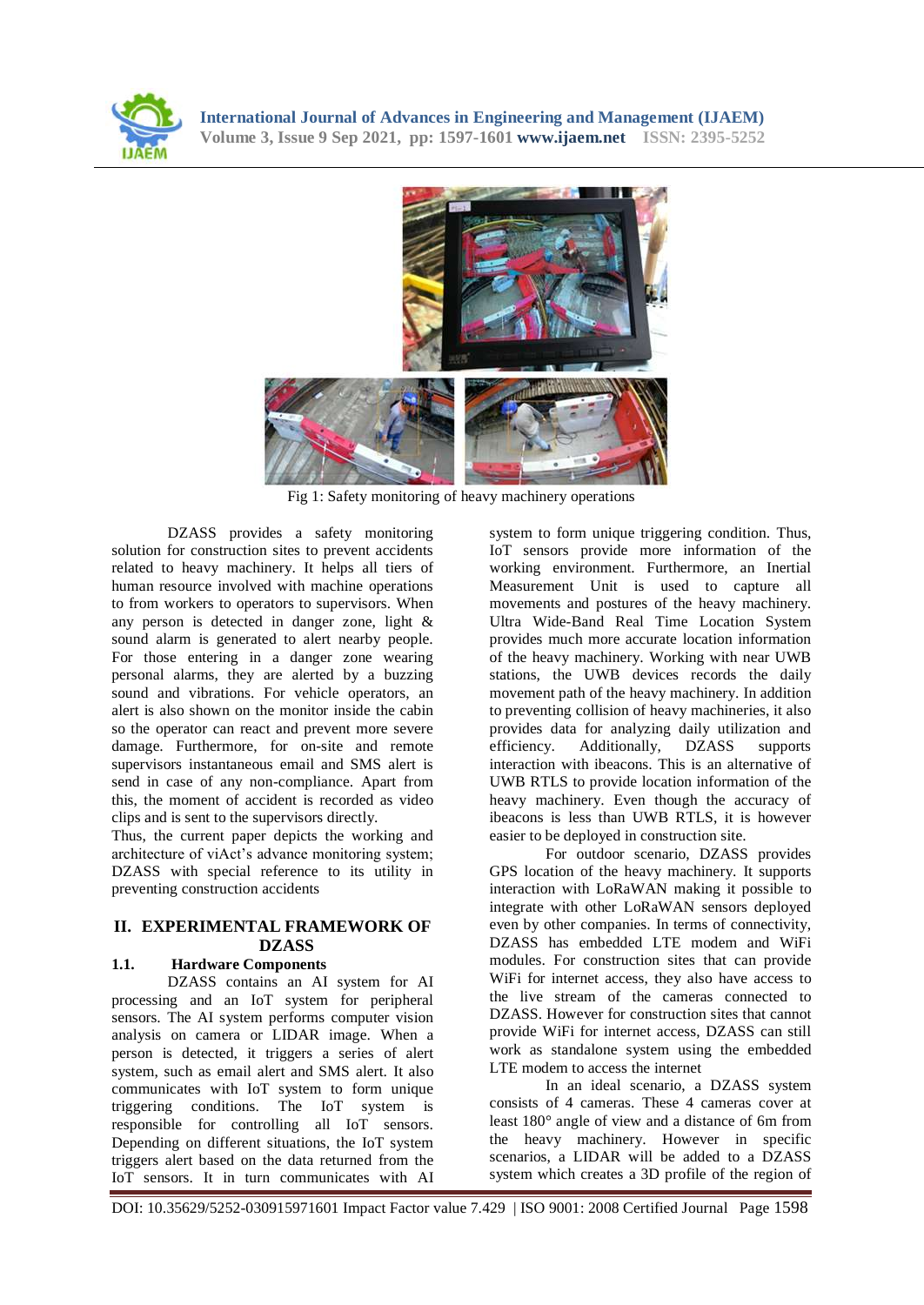Fig 1: Safety monitoring of heavy machinery operations

DZASS provides a safety monitoring solution for construction sites to prevent accidents related to heavy machinery. It helps all tiers of human resource involved with machine operations to from workers to operators to supervisors. When any person is detected in danger zone, light & sound alarm is generated to alert nearby people. For those entering in a danger zone wearing personal alarms, they are alerted by a buzzing sound and vibrations. For vehicle operators, an alert is also shown on the monitor inside the cabin so the operator can react and prevent more severe damage. Furthermore, for on-site and remote supervisors instantaneous email and SMS alert is send in case of any non-compliance. Apart from this, the moment of accident is recorded as video clips and is sent to the supervisors directly.

Thus, the current paper depicts the working and architecture of viAct's advance monitoring system; DZASS with special reference to its utility in preventing construction accidents

## II. EXPERIMENTAL FRAMEWORK OF DZASS

### 1.1. Hardware Components

DZASS contains an AI system for AI processing and an IoT system for peripheral sensors. The AI system performs computer vision analysis on camera or LIDAR image. When a person is detected, it triggers a series of alert system, such as email alert and SMS alert. It also communicates with IoT system to form unique triggering conditions. The IoT system is responsible for controlling all IoT sensors. Depending on different situations, the IoT system triggers alert based on the data returned from the IoT sensors. It in turn communicates with AI system to form unique triggering condition. Thus, IoT sensors provide more information of the working environment. Furthermore, an Inertial Measurement Unit is used to capture all movements and postures of the heavy machinery. Ultra Wide-Band Real Time Location System provides much more accurate location information of the heavy machinery. Working with near UWB stations, the UWB devices records the daily movement path of the heavy machinery. In addition to preventing collision of heavy machineries, it also provides data for analyzing daily utilization and efficiency. Additionally, DZASS supports interaction with ibeacons. This is an alternative of UWB RTLS to provide location information of the heavy machinery. Even though the accuracy of ibeacons is less than UWB RTLS, it is however easier to be deployed in construction site.

For outdoor scenario, DZASS provides GPS location of the heavy machinery. It supports interaction with LoRaWAN making it possible to integrate with other LoRaWAN sensors deployed even by other companies. In terms of connectivity, DZASS has embedded LTE modem and WiFi modules. For construction sites that can provide WiFi for internet access, they also have access to the live stream of the cameras connected to DZASS. However for construction sites that cannot provide WiFi for internet access, DZASS can still work as standalone system using the embedded LTE modem to access the internet

In an ideal scenario, a DZASS system consists of 4 cameras. These 4 cameras cover at least 180° angle of view and a distance of 6m from the heavy machinery. However in specific scenarios, a LIDAR will be added to a DZASS system which creates a 3D profile of the region of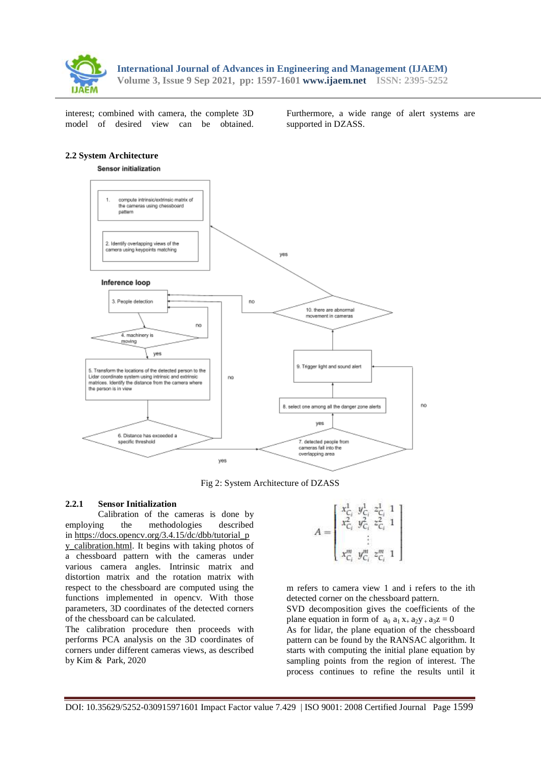interest; combined with camera, the complete 3D model of desired view can be obtained.

Furthermore, a wide range of alert systems are supported in DZASS.

### 2.2 System Architecture

Sensor initialization

1. compute intrinsic/extrinsic matrix of the cameras using chessboard pattern

2. Identify overlapping views of the camera using keypoints matching

Inference loop

3. People detection

4. machinery is moving

5. Transform the locations of the detected person to the Lidar coordinate system using intrinsic and extrinsic matrices. Identify the distance from the camera where the person is in view

6. Distance has exceeded a specific threshold

7. detected people from cameras fall into the overlapping area

8. select one among all the danger zone alerts

9. Trigger light and sound alert

10. there are abnormal movement in cameras

Fig 2: System Architecture of DZASS

#### 2.2.1 Sensor Initialization

Calibration of the cameras is done by employing the methodologies described in https://docs.opencv.org/3.4.15/dc/dbb/tutorial_py_calibration.html. It begins with taking photos of a chessboard pattern with the cameras under various camera angles. Intrinsic matrix and distortion matrix and the rotation matrix with respect to the chessboard are computed using the functions implemented in opencv. With those parameters, 3D coordinates of the detected corners of the chessboard can be calculated.

The calibration procedure then proceeds with performs PCA analysis on the 3D coordinates of corners under different cameras views, as described by Kim & Park, 2020

$$A = \begin{bmatrix} x^1_{C_i} & y^1_{C_i} & z^1_{C_i} & 1 \\ x^2_{C_i} & y^2_{C_i} & z^2_{C_i} & 1 \\ & \vdots & & \\ x^m_{C_i} & y^m_{C_i} & z^m_{C_i} & 1 \end{bmatrix}$$

m refers to camera view 1 and i refers to the ith detected corner on the chessboard pattern.

SVD decomposition gives the coefficients of the plane equation in form of $a_0\ a_1 x + a_2 y + a_3 z = 0$

As for lidar, the plane equation of the chessboard pattern can be found by the RANSAC algorithm. It starts with computing the initial plane equation by sampling points from the region of interest. The process continues to refine the results until it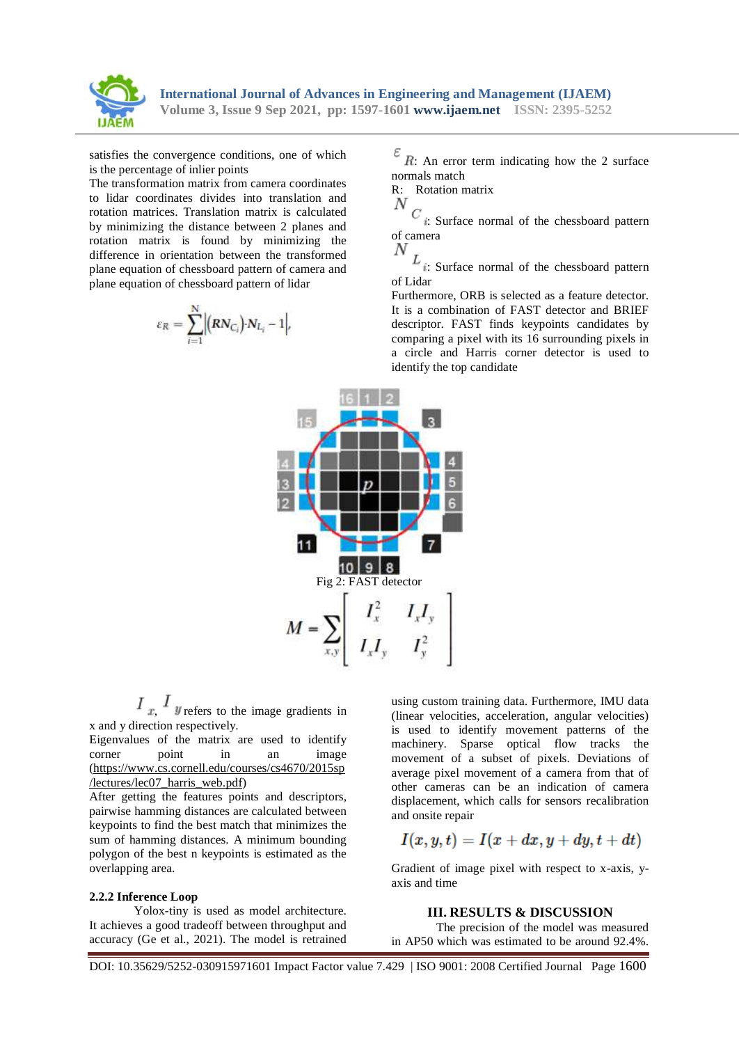satisfies the convergence conditions, one of which is the percentage of inlier points

The transformation matrix from camera coordinates to lidar coordinates divides into translation and rotation matrices. Translation matrix is calculated by minimizing the distance between 2 planes and rotation matrix is found by minimizing the difference in orientation between the transformed plane equation of chessboard pattern of camera and plane equation of chessboard pattern of lidar

$$\varepsilon_R = \sum_{i=1}^{N} \left| (RN_{C_i}) \cdot N_{L_i} - 1 \right|,$$

$\varepsilon_R$: An error term indicating how the 2 surface normals match

R: Rotation matrix

$N_{C_i}$: Surface normal of the chessboard pattern of camera

$N_{L_i}$: Surface normal of the chessboard pattern of Lidar

Furthermore, ORB is selected as a feature detector. It is a combination of FAST detector and BRIEF descriptor. FAST finds keypoints candidates by comparing a pixel with its 16 surrounding pixels in a circle and Harris corner detector is used to identify the top candidate

Fig 2: FAST detector

$$M = \sum_{x,y} \begin{bmatrix} I_x^2 & I_x I_y \\ I_x I_y & I_y^2 \end{bmatrix}$$

$I_x$, $I_y$ refers to the image gradients in x and y direction respectively.

Eigenvalues of the matrix are used to identify corner point in an image (https://www.cs.cornell.edu/courses/cs4670/2015sp/lectures/lec07_harris_web.pdf)

After getting the features points and descriptors, pairwise hamming distances are calculated between keypoints to find the best match that minimizes the sum of hamming distances. A minimum bounding polygon of the best n keypoints is estimated as the overlapping area.

### 2.2.2 Inference Loop

Yolox-tiny is used as model architecture. It achieves a good tradeoff between throughput and accuracy (Ge et al., 2021). The model is retrained using custom training data. Furthermore, IMU data (linear velocities, acceleration, angular velocities) is used to identify movement patterns of the machinery. Sparse optical flow tracks the movement of a subset of pixels. Deviations of average pixel movement of a camera from that of other cameras can be an indication of camera displacement, which calls for sensors recalibration and onsite repair

$$I(x, y, t) = I(x + dx, y + dy, t + dt)$$

Gradient of image pixel with respect to x-axis, y-axis and time

## III. RESULTS & DISCUSSION

The precision of the model was measured in AP50 which was estimated to be around 92.4%.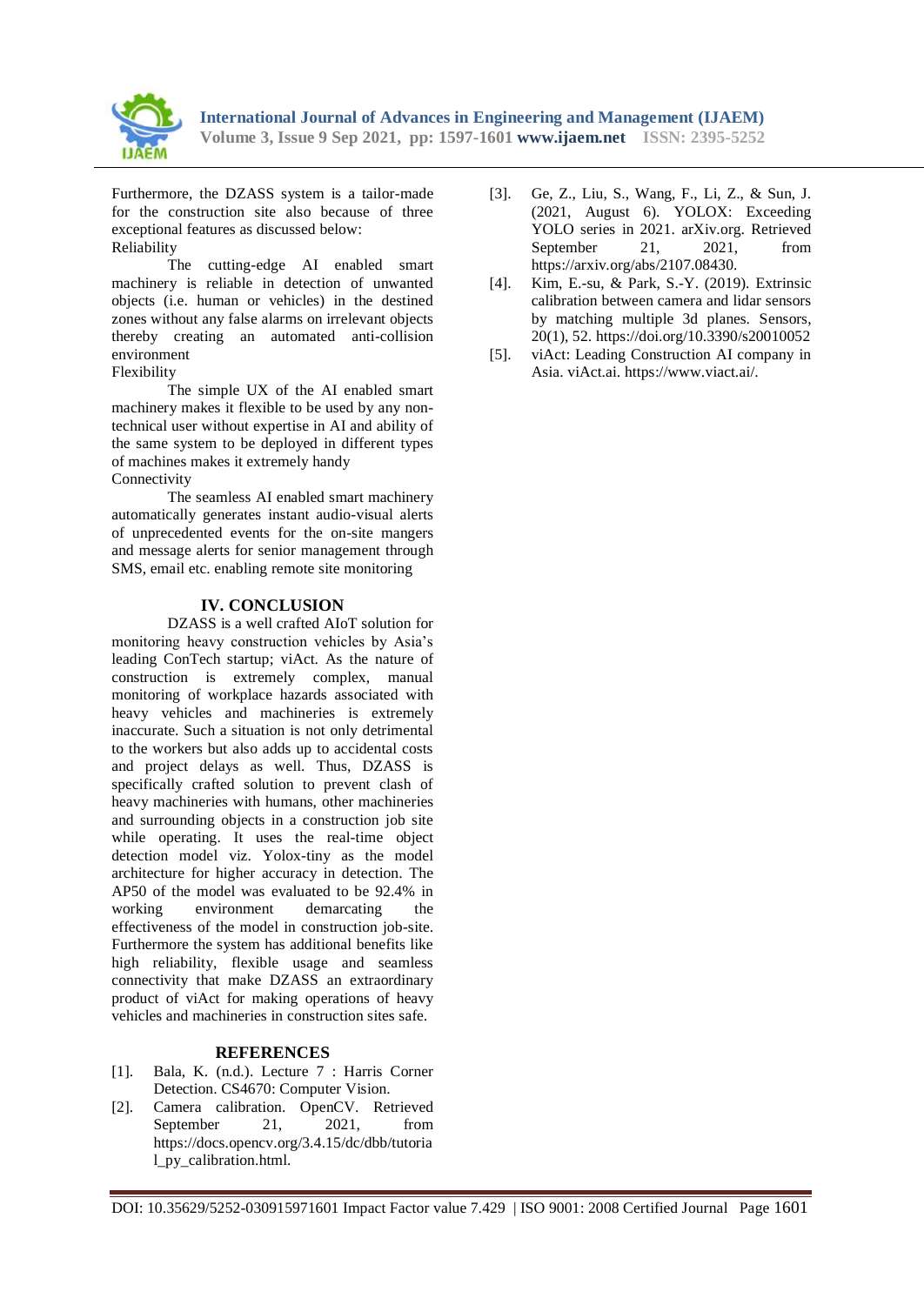Furthermore, the DZASS system is a tailor-made for the construction site also because of three exceptional features as discussed below:

Reliability

The cutting-edge AI enabled smart machinery is reliable in detection of unwanted objects (i.e. human or vehicles) in the destined zones without any false alarms on irrelevant objects thereby creating an automated anti-collision environment

Flexibility

The simple UX of the AI enabled smart machinery makes it flexible to be used by any non-technical user without expertise in AI and ability of the same system to be deployed in different types of machines makes it extremely handy

Connectivity

The seamless AI enabled smart machinery automatically generates instant audio-visual alerts of unprecedented events for the on-site mangers and message alerts for senior management through SMS, email etc. enabling remote site monitoring

## IV. CONCLUSION

DZASS is a well crafted AIoT solution for monitoring heavy construction vehicles by Asia's leading ConTech startup; viAct. As the nature of construction is extremely complex, manual monitoring of workplace hazards associated with heavy vehicles and machineries is extremely inaccurate. Such a situation is not only detrimental to the workers but also adds up to accidental costs and project delays as well. Thus, DZASS is specifically crafted solution to prevent clash of heavy machineries with humans, other machineries and surrounding objects in a construction job site while operating. It uses the real-time object detection model viz. Yolox-tiny as the model architecture for higher accuracy in detection. The AP50 of the model was evaluated to be 92.4% in working environment demarcating the effectiveness of the model in construction job-site. Furthermore the system has additional benefits like high reliability, flexible usage and seamless connectivity that make DZASS an extraordinary product of viAct for making operations of heavy vehicles and machineries in construction sites safe.

## REFERENCES

[1]. Bala, K. (n.d.). Lecture 7 : Harris Corner Detection. CS4670: Computer Vision.

[2]. Camera calibration. OpenCV. Retrieved September 21, 2021, from https://docs.opencv.org/3.4.15/dc/dbb/tutorial_py_calibration.html.

[3]. Ge, Z., Liu, S., Wang, F., Li, Z., & Sun, J. (2021, August 6). YOLOX: Exceeding YOLO series in 2021. arXiv.org. Retrieved September 21, 2021, from https://arxiv.org/abs/2107.08430.

[4]. Kim, E.-su, & Park, S.-Y. (2019). Extrinsic calibration between camera and lidar sensors by matching multiple 3d planes. Sensors, 20(1), 52. https://doi.org/10.3390/s20010052

[5]. viAct: Leading Construction AI company in Asia. viAct.ai. https://www.viact.ai/.